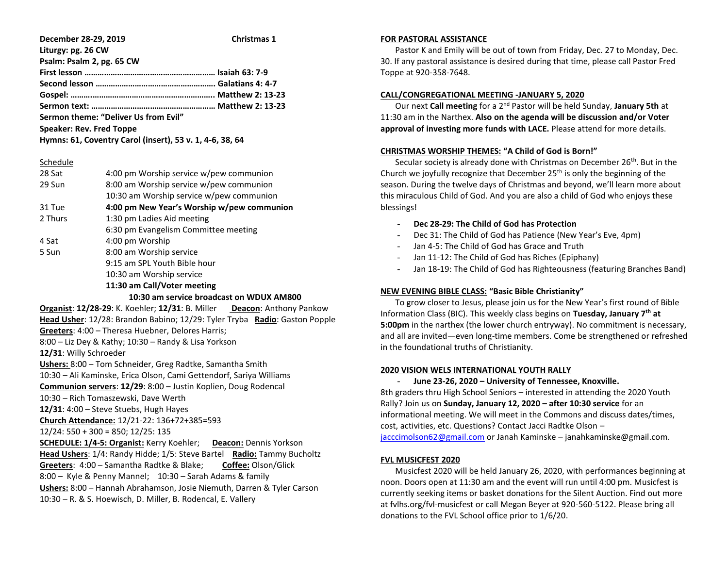**December 28-29, 2019** **Christmas 1**

**Liturgy: pg. 26 CW**

**Psalm: Psalm 2, pg. 65 CW**

**First lesson ………………………………………………… Isaiah 63: 7-9**

**Second lesson ………………………………………………. Galatians 4: 4-7**

**Gospel: ……..………………………………………………. Matthew 2: 13-23**

**Sermon text: ………………………………………………… Matthew 2: 13-23**

**Sermon theme: "Deliver Us from Evil"**

**Speaker: Rev. Fred Toppe**

**Hymns: 61, Coventry Carol (insert), 53 v. 1, 4-6, 38, 64**

Schedule

| | |
|---|---|
| 28 Sat | 4:00 pm Worship service w/pew communion |
| 29 Sun | 8:00 am Worship service w/pew communion |
| | 10:30 am Worship service w/pew communion |
| 31 Tue | **4:00 pm New Year's Worship w/pew communion** |
| 2 Thurs | 1:30 pm Ladies Aid meeting |
| | 6:30 pm Evangelism Committee meeting |
| 4 Sat | 4:00 pm Worship |
| 5 Sun | 8:00 am Worship service |
| | 9:15 am SPL Youth Bible hour |
| | 10:30 am Worship service |
| | **11:30 am Call/Voter meeting** |

**10:30 am service broadcast on WDUX AM800**

**Organist**: **12/28-29**: K. Koehler; **12/31**: B. Miller **Deacon**: Anthony Pankow

**Head Usher**: 12/28: Brandon Babino; 12/29: Tyler Tryba **Radio**: Gaston Popple

**Greeters**: 4:00 – Theresa Huebner, Delores Harris;
8:00 – Liz Dey & Kathy; 10:30 – Randy & Lisa Yorkson
**12/31**: Willy Schroeder

**Ushers:** 8:00 – Tom Schneider, Greg Radtke, Samantha Smith
10:30 – Ali Kaminske, Erica Olson, Cami Gettendorf, Sariya Williams

**Communion servers**: **12/29**: 8:00 – Justin Koplien, Doug Rodencal
10:30 – Rich Tomaszewski, Dave Werth
**12/31**: 4:00 – Steve Stuebs, Hugh Hayes

**Church Attendance:** 12/21-22: 136+72+385=593
12/24: 550 + 300 = 850; 12/25: 135

**SCHEDULE: 1/4-5: Organist:** Kerry Koehler; **Deacon:** Dennis Yorkson

**Head Ushers**: 1/4: Randy Hidde; 1/5: Steve Bartel **Radio:** Tammy Bucholtz

**Greeters**: 4:00 – Samantha Radtke & Blake; **Coffee:** Olson/Glick
8:00 – Kyle & Penny Mannel; 10:30 – Sarah Adams & family

**Ushers:** 8:00 – Hannah Abrahamson, Josie Niemuth, Darren & Tyler Carson
10:30 – R. & S. Hoewisch, D. Miller, B. Rodencal, E. Vallery

## FOR PASTORAL ASSISTANCE

Pastor K and Emily will be out of town from Friday, Dec. 27 to Monday, Dec. 30. If any pastoral assistance is desired during that time, please call Pastor Fred Toppe at 920-358-7648.

## CALL/CONGREGATIONAL MEETING -JANUARY 5, 2020

Our next **Call meeting** for a 2nd Pastor will be held Sunday, **January 5th** at 11:30 am in the Narthex. **Also on the agenda will be discussion and/or Voter approval of investing more funds with LACE.** Please attend for more details.

## CHRISTMAS WORSHIP THEMES: "A Child of God is Born!"

Secular society is already done with Christmas on December 26th. But in the Church we joyfully recognize that December 25th is only the beginning of the season. During the twelve days of Christmas and beyond, we'll learn more about this miraculous Child of God. And you are also a child of God who enjoys these blessings!

- **Dec 28-29: The Child of God has Protection**
- Dec 31: The Child of God has Patience (New Year's Eve, 4pm)
- Jan 4-5: The Child of God has Grace and Truth
- Jan 11-12: The Child of God has Riches (Epiphany)
- Jan 18-19: The Child of God has Righteousness (featuring Branches Band)

## NEW EVENING BIBLE CLASS: "Basic Bible Christianity"

To grow closer to Jesus, please join us for the New Year's first round of Bible Information Class (BIC). This weekly class begins on **Tuesday, January 7th at 5:00pm** in the narthex (the lower church entryway). No commitment is necessary, and all are invited—even long-time members. Come be strengthened or refreshed in the foundational truths of Christianity.

## 2020 VISION WELS INTERNATIONAL YOUTH RALLY

- **June 23-26, 2020 – University of Tennessee, Knoxville.**

8th graders thru High School Seniors – interested in attending the 2020 Youth Rally? Join us on **Sunday, January 12, 2020 – after 10:30 service** for an informational meeting. We will meet in the Commons and discuss dates/times, cost, activities, etc. Questions? Contact Jacci Radtke Olson – jacccimolson62@gmail.com or Janah Kaminske – janahkaminske@gmail.com.

## FVL MUSICFEST 2020

Musicfest 2020 will be held January 26, 2020, with performances beginning at noon. Doors open at 11:30 am and the event will run until 4:00 pm. Musicfest is currently seeking items or basket donations for the Silent Auction. Find out more at fvlhs.org/fvl-musicfest or call Megan Beyer at 920-560-5122. Please bring all donations to the FVL School office prior to 1/6/20.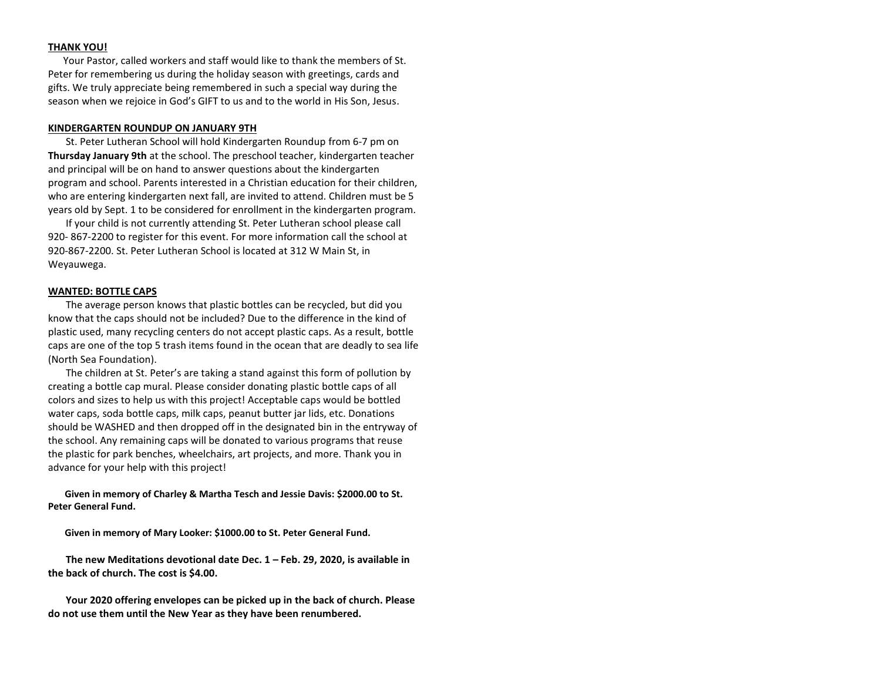**THANK YOU!**

Your Pastor, called workers and staff would like to thank the members of St. Peter for remembering us during the holiday season with greetings, cards and gifts. We truly appreciate being remembered in such a special way during the season when we rejoice in God's GIFT to us and to the world in His Son, Jesus.

**KINDERGARTEN ROUNDUP ON JANUARY 9TH**

St. Peter Lutheran School will hold Kindergarten Roundup from 6-7 pm on **Thursday January 9th** at the school. The preschool teacher, kindergarten teacher and principal will be on hand to answer questions about the kindergarten program and school. Parents interested in a Christian education for their children, who are entering kindergarten next fall, are invited to attend. Children must be 5 years old by Sept. 1 to be considered for enrollment in the kindergarten program.

If your child is not currently attending St. Peter Lutheran school please call 920- 867-2200 to register for this event. For more information call the school at 920-867-2200. St. Peter Lutheran School is located at 312 W Main St, in Weyauwega.

**WANTED: BOTTLE CAPS**

The average person knows that plastic bottles can be recycled, but did you know that the caps should not be included? Due to the difference in the kind of plastic used, many recycling centers do not accept plastic caps. As a result, bottle caps are one of the top 5 trash items found in the ocean that are deadly to sea life (North Sea Foundation).

The children at St. Peter's are taking a stand against this form of pollution by creating a bottle cap mural. Please consider donating plastic bottle caps of all colors and sizes to help us with this project! Acceptable caps would be bottled water caps, soda bottle caps, milk caps, peanut butter jar lids, etc. Donations should be WASHED and then dropped off in the designated bin in the entryway of the school. Any remaining caps will be donated to various programs that reuse the plastic for park benches, wheelchairs, art projects, and more. Thank you in advance for your help with this project!

**Given in memory of Charley & Martha Tesch and Jessie Davis: $2000.00 to St. Peter General Fund.**

**Given in memory of Mary Looker: $1000.00 to St. Peter General Fund.**

**The new Meditations devotional date Dec. 1 – Feb. 29, 2020, is available in the back of church. The cost is $4.00.**

**Your 2020 offering envelopes can be picked up in the back of church. Please do not use them until the New Year as they have been renumbered.**